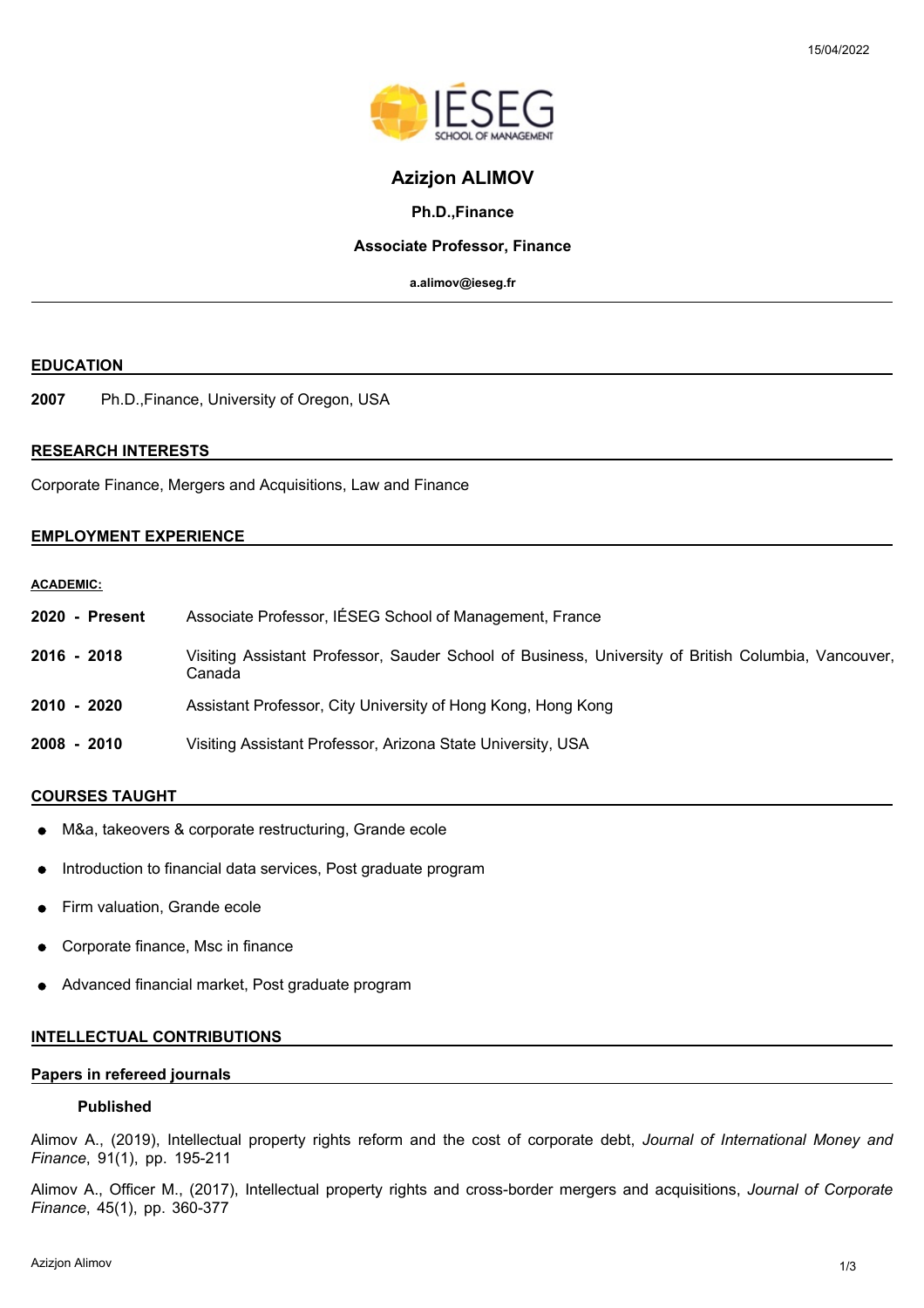15/04/2022

# Azizjon ALIMOV

**Ph.D.,Finance**

**Associate Professor, Finance**

**a.alimov@ieseg.fr**

## EDUCATION

**2007** Ph.D.,Finance, University of Oregon, USA

## RESEARCH INTERESTS

Corporate Finance, Mergers and Acquisitions, Law and Finance

## EMPLOYMENT EXPERIENCE

**ACADEMIC:**

**2020 - Present** Associate Professor, IÉSEG School of Management, France

**2016 - 2018** Visiting Assistant Professor, Sauder School of Business, University of British Columbia, Vancouver, Canada

**2010 - 2020** Assistant Professor, City University of Hong Kong, Hong Kong

**2008 - 2010** Visiting Assistant Professor, Arizona State University, USA

## COURSES TAUGHT

- M&a, takeovers & corporate restructuring, Grande ecole
- Introduction to financial data services, Post graduate program
- Firm valuation, Grande ecole
- Corporate finance, Msc in finance
- Advanced financial market, Post graduate program

## INTELLECTUAL CONTRIBUTIONS

### Papers in refereed journals

**Published**

Alimov A., (2019), Intellectual property rights reform and the cost of corporate debt, *Journal of International Money and Finance*, 91(1), pp. 195-211

Alimov A., Officer M., (2017), Intellectual property rights and cross-border mergers and acquisitions, *Journal of Corporate Finance*, 45(1), pp. 360-377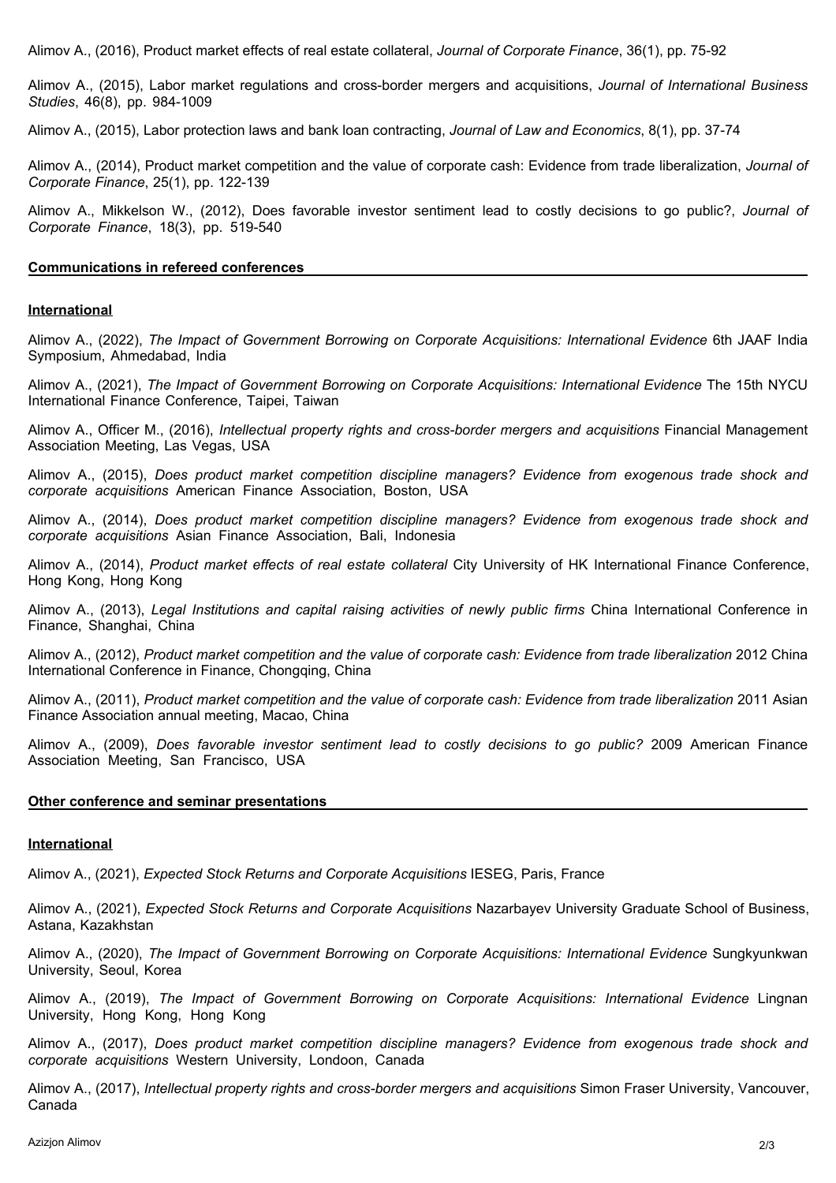Alimov A., (2016), Product market effects of real estate collateral, *Journal of Corporate Finance*, 36(1), pp. 75-92

Alimov A., (2015), Labor market regulations and cross-border mergers and acquisitions, *Journal of International Business Studies*, 46(8), pp. 984-1009

Alimov A., (2015), Labor protection laws and bank loan contracting, *Journal of Law and Economics*, 8(1), pp. 37-74

Alimov A., (2014), Product market competition and the value of corporate cash: Evidence from trade liberalization, *Journal of Corporate Finance*, 25(1), pp. 122-139

Alimov A., Mikkelson W., (2012), Does favorable investor sentiment lead to costly decisions to go public?, *Journal of Corporate Finance*, 18(3), pp. 519-540

## Communications in refereed conferences

### International

Alimov A., (2022), *The Impact of Government Borrowing on Corporate Acquisitions: International Evidence* 6th JAAF India Symposium, Ahmedabad, India

Alimov A., (2021), *The Impact of Government Borrowing on Corporate Acquisitions: International Evidence* The 15th NYCU International Finance Conference, Taipei, Taiwan

Alimov A., Officer M., (2016), *Intellectual property rights and cross-border mergers and acquisitions* Financial Management Association Meeting, Las Vegas, USA

Alimov A., (2015), *Does product market competition discipline managers? Evidence from exogenous trade shock and corporate acquisitions* American Finance Association, Boston, USA

Alimov A., (2014), *Does product market competition discipline managers? Evidence from exogenous trade shock and corporate acquisitions* Asian Finance Association, Bali, Indonesia

Alimov A., (2014), *Product market effects of real estate collateral* City University of HK International Finance Conference, Hong Kong, Hong Kong

Alimov A., (2013), *Legal Institutions and capital raising activities of newly public firms* China International Conference in Finance, Shanghai, China

Alimov A., (2012), *Product market competition and the value of corporate cash: Evidence from trade liberalization* 2012 China International Conference in Finance, Chongqing, China

Alimov A., (2011), *Product market competition and the value of corporate cash: Evidence from trade liberalization* 2011 Asian Finance Association annual meeting, Macao, China

Alimov A., (2009), *Does favorable investor sentiment lead to costly decisions to go public?* 2009 American Finance Association Meeting, San Francisco, USA

## Other conference and seminar presentations

### International

Alimov A., (2021), *Expected Stock Returns and Corporate Acquisitions* IESEG, Paris, France

Alimov A., (2021), *Expected Stock Returns and Corporate Acquisitions* Nazarbayev University Graduate School of Business, Astana, Kazakhstan

Alimov A., (2020), *The Impact of Government Borrowing on Corporate Acquisitions: International Evidence* Sungkyunkwan University, Seoul, Korea

Alimov A., (2019), *The Impact of Government Borrowing on Corporate Acquisitions: International Evidence* Lingnan University, Hong Kong, Hong Kong

Alimov A., (2017), *Does product market competition discipline managers? Evidence from exogenous trade shock and corporate acquisitions* Western University, Londoon, Canada

Alimov A., (2017), *Intellectual property rights and cross-border mergers and acquisitions* Simon Fraser University, Vancouver, Canada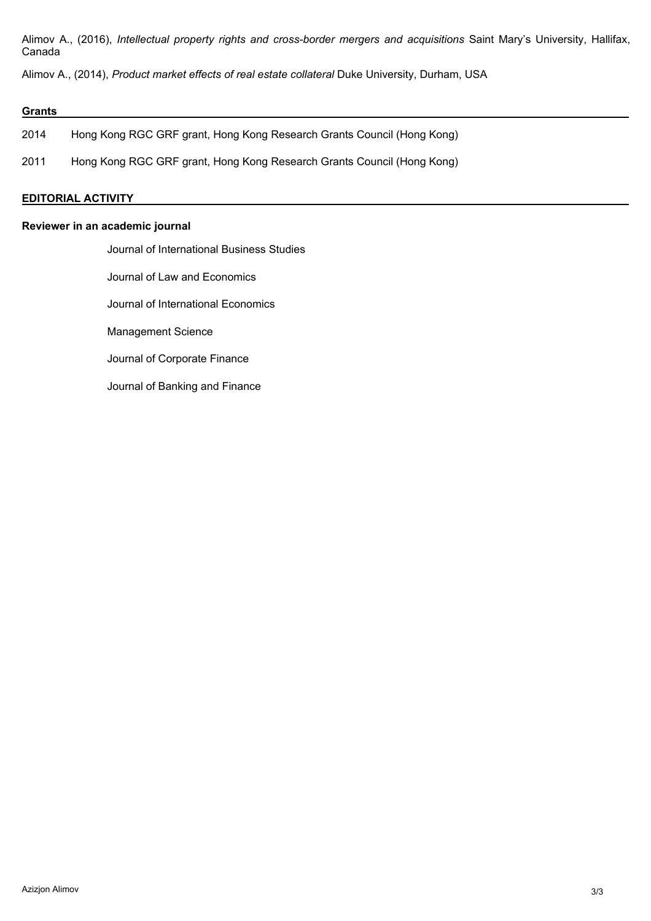Alimov A., (2016), *Intellectual property rights and cross-border mergers and acquisitions* Saint Mary's University, Hallifax, Canada

Alimov A., (2014), *Product market effects of real estate collateral* Duke University, Durham, USA

## Grants

2014 Hong Kong RGC GRF grant, Hong Kong Research Grants Council (Hong Kong)

2011 Hong Kong RGC GRF grant, Hong Kong Research Grants Council (Hong Kong)

## EDITORIAL ACTIVITY

### Reviewer in an academic journal

Journal of International Business Studies

Journal of Law and Economics

Journal of International Economics

Management Science

Journal of Corporate Finance

Journal of Banking and Finance